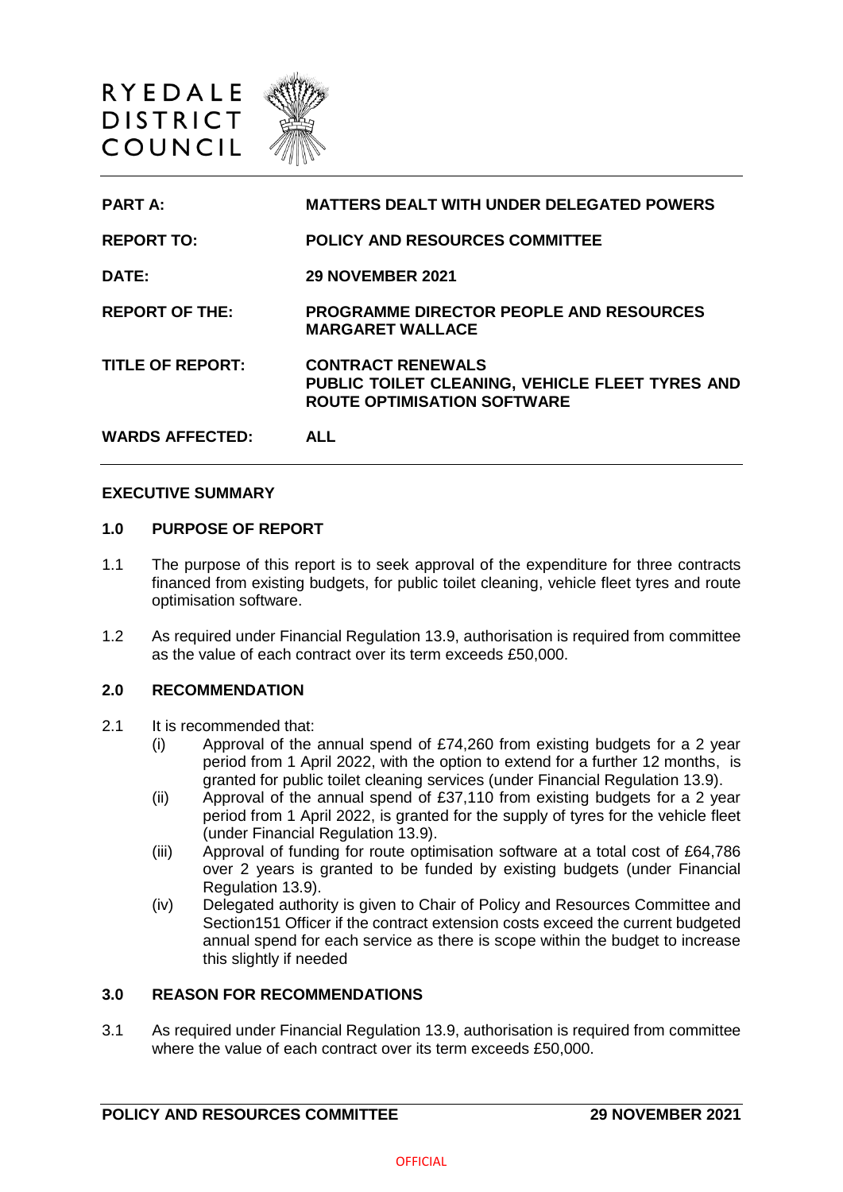RYEDALE
DISTRICT
COUNCIL

| | |
|---|---|
| **PART A:** | **MATTERS DEALT WITH UNDER DELEGATED POWERS** |
| **REPORT TO:** | **POLICY AND RESOURCES COMMITTEE** |
| **DATE:** | **29 NOVEMBER 2021** |
| **REPORT OF THE:** | **PROGRAMME DIRECTOR PEOPLE AND RESOURCES MARGARET WALLACE** |
| **TITLE OF REPORT:** | **CONTRACT RENEWALS PUBLIC TOILET CLEANING, VEHICLE FLEET TYRES AND ROUTE OPTIMISATION SOFTWARE** |
| **WARDS AFFECTED:** | **ALL** |

## EXECUTIVE SUMMARY

### 1.0 PURPOSE OF REPORT

1.1 The purpose of this report is to seek approval of the expenditure for three contracts financed from existing budgets, for public toilet cleaning, vehicle fleet tyres and route optimisation software.

1.2 As required under Financial Regulation 13.9, authorisation is required from committee as the value of each contract over its term exceeds £50,000.

### 2.0 RECOMMENDATION

2.1 It is recommended that:

(i) Approval of the annual spend of £74,260 from existing budgets for a 2 year period from 1 April 2022, with the option to extend for a further 12 months, is granted for public toilet cleaning services (under Financial Regulation 13.9).

(ii) Approval of the annual spend of £37,110 from existing budgets for a 2 year period from 1 April 2022, is granted for the supply of tyres for the vehicle fleet (under Financial Regulation 13.9).

(iii) Approval of funding for route optimisation software at a total cost of £64,786 over 2 years is granted to be funded by existing budgets (under Financial Regulation 13.9).

(iv) Delegated authority is given to Chair of Policy and Resources Committee and Section151 Officer if the contract extension costs exceed the current budgeted annual spend for each service as there is scope within the budget to increase this slightly if needed

### 3.0 REASON FOR RECOMMENDATIONS

3.1 As required under Financial Regulation 13.9, authorisation is required from committee where the value of each contract over its term exceeds £50,000.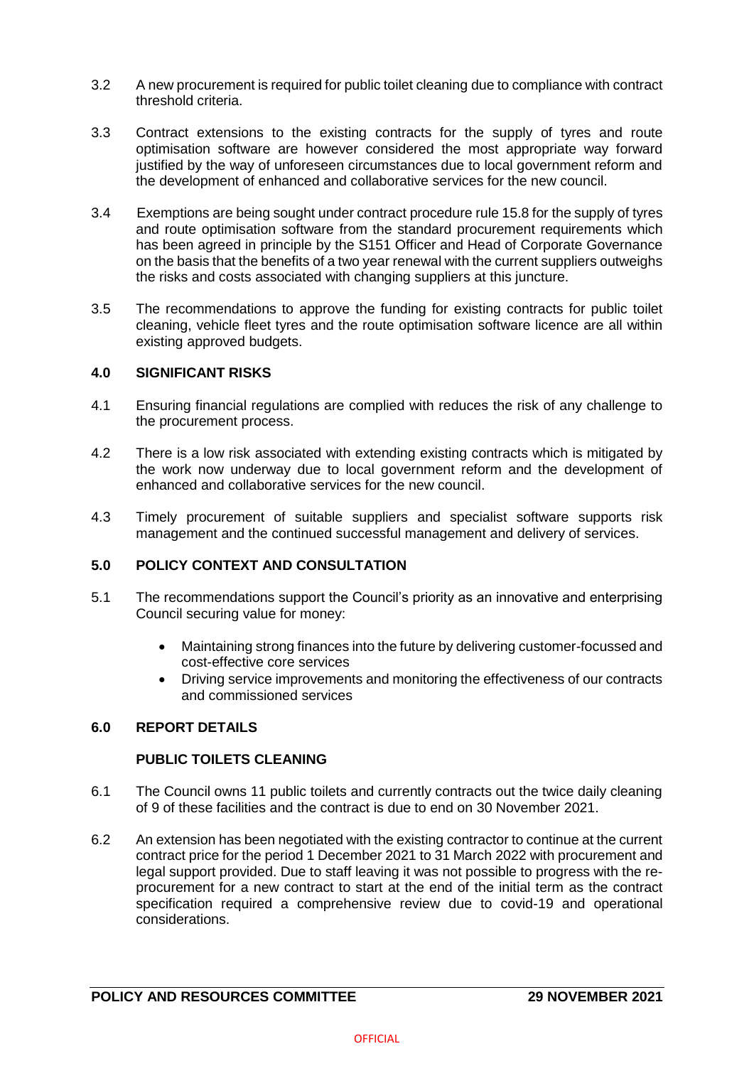3.2 A new procurement is required for public toilet cleaning due to compliance with contract threshold criteria.

3.3 Contract extensions to the existing contracts for the supply of tyres and route optimisation software are however considered the most appropriate way forward justified by the way of unforeseen circumstances due to local government reform and the development of enhanced and collaborative services for the new council.

3.4 Exemptions are being sought under contract procedure rule 15.8 for the supply of tyres and route optimisation software from the standard procurement requirements which has been agreed in principle by the S151 Officer and Head of Corporate Governance on the basis that the benefits of a two year renewal with the current suppliers outweighs the risks and costs associated with changing suppliers at this juncture.

3.5 The recommendations to approve the funding for existing contracts for public toilet cleaning, vehicle fleet tyres and the route optimisation software licence are all within existing approved budgets.

## 4.0 SIGNIFICANT RISKS

4.1 Ensuring financial regulations are complied with reduces the risk of any challenge to the procurement process.

4.2 There is a low risk associated with extending existing contracts which is mitigated by the work now underway due to local government reform and the development of enhanced and collaborative services for the new council.

4.3 Timely procurement of suitable suppliers and specialist software supports risk management and the continued successful management and delivery of services.

## 5.0 POLICY CONTEXT AND CONSULTATION

5.1 The recommendations support the Council's priority as an innovative and enterprising Council securing value for money:

- Maintaining strong finances into the future by delivering customer-focussed and cost-effective core services
- Driving service improvements and monitoring the effectiveness of our contracts and commissioned services

## 6.0 REPORT DETAILS

### PUBLIC TOILETS CLEANING

6.1 The Council owns 11 public toilets and currently contracts out the twice daily cleaning of 9 of these facilities and the contract is due to end on 30 November 2021.

6.2 An extension has been negotiated with the existing contractor to continue at the current contract price for the period 1 December 2021 to 31 March 2022 with procurement and legal support provided. Due to staff leaving it was not possible to progress with the re-procurement for a new contract to start at the end of the initial term as the contract specification required a comprehensive review due to covid-19 and operational considerations.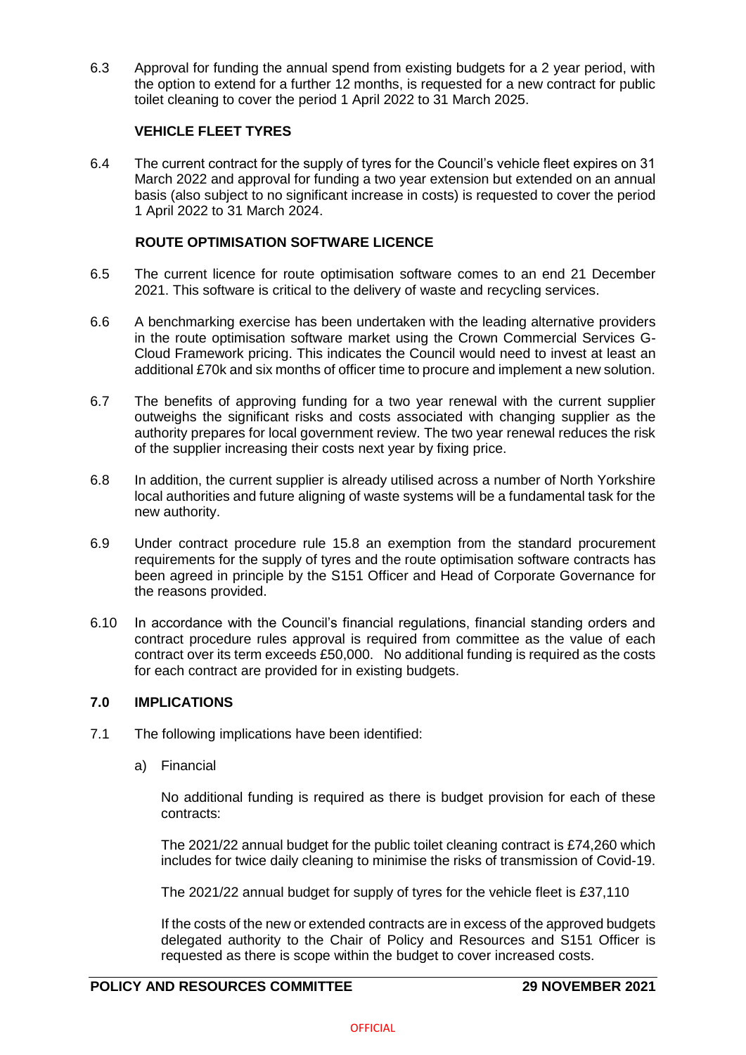6.3 Approval for funding the annual spend from existing budgets for a 2 year period, with the option to extend for a further 12 months, is requested for a new contract for public toilet cleaning to cover the period 1 April 2022 to 31 March 2025.

### VEHICLE FLEET TYRES

6.4 The current contract for the supply of tyres for the Council's vehicle fleet expires on 31 March 2022 and approval for funding a two year extension but extended on an annual basis (also subject to no significant increase in costs) is requested to cover the period 1 April 2022 to 31 March 2024.

### ROUTE OPTIMISATION SOFTWARE LICENCE

6.5 The current licence for route optimisation software comes to an end 21 December 2021. This software is critical to the delivery of waste and recycling services.

6.6 A benchmarking exercise has been undertaken with the leading alternative providers in the route optimisation software market using the Crown Commercial Services G-Cloud Framework pricing. This indicates the Council would need to invest at least an additional £70k and six months of officer time to procure and implement a new solution.

6.7 The benefits of approving funding for a two year renewal with the current supplier outweighs the significant risks and costs associated with changing supplier as the authority prepares for local government review. The two year renewal reduces the risk of the supplier increasing their costs next year by fixing price.

6.8 In addition, the current supplier is already utilised across a number of North Yorkshire local authorities and future aligning of waste systems will be a fundamental task for the new authority.

6.9 Under contract procedure rule 15.8 an exemption from the standard procurement requirements for the supply of tyres and the route optimisation software contracts has been agreed in principle by the S151 Officer and Head of Corporate Governance for the reasons provided.

6.10 In accordance with the Council's financial regulations, financial standing orders and contract procedure rules approval is required from committee as the value of each contract over its term exceeds £50,000. No additional funding is required as the costs for each contract are provided for in existing budgets.

## 7.0 IMPLICATIONS

7.1 The following implications have been identified:

a) Financial

No additional funding is required as there is budget provision for each of these contracts:

The 2021/22 annual budget for the public toilet cleaning contract is £74,260 which includes for twice daily cleaning to minimise the risks of transmission of Covid-19.

The 2021/22 annual budget for supply of tyres for the vehicle fleet is £37,110

If the costs of the new or extended contracts are in excess of the approved budgets delegated authority to the Chair of Policy and Resources and S151 Officer is requested as there is scope within the budget to cover increased costs.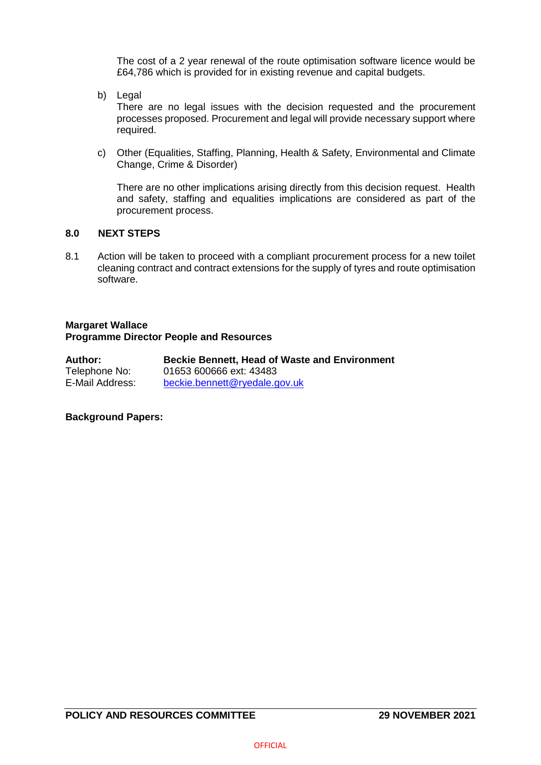The cost of a 2 year renewal of the route optimisation software licence would be £64,786 which is provided for in existing revenue and capital budgets.

b) Legal

There are no legal issues with the decision requested and the procurement processes proposed. Procurement and legal will provide necessary support where required.

c) Other (Equalities, Staffing, Planning, Health & Safety, Environmental and Climate Change, Crime & Disorder)

There are no other implications arising directly from this decision request. Health and safety, staffing and equalities implications are considered as part of the procurement process.

## 8.0 NEXT STEPS

8.1 Action will be taken to proceed with a compliant procurement process for a new toilet cleaning contract and contract extensions for the supply of tyres and route optimisation software.

**Margaret Wallace**
**Programme Director People and Resources**

| | |
|---|---|
| **Author:** | **Beckie Bennett, Head of Waste and Environment** |
| Telephone No: | 01653 600666 ext: 43483 |
| E-Mail Address: | beckie.bennett@ryedale.gov.uk |

**Background Papers:**